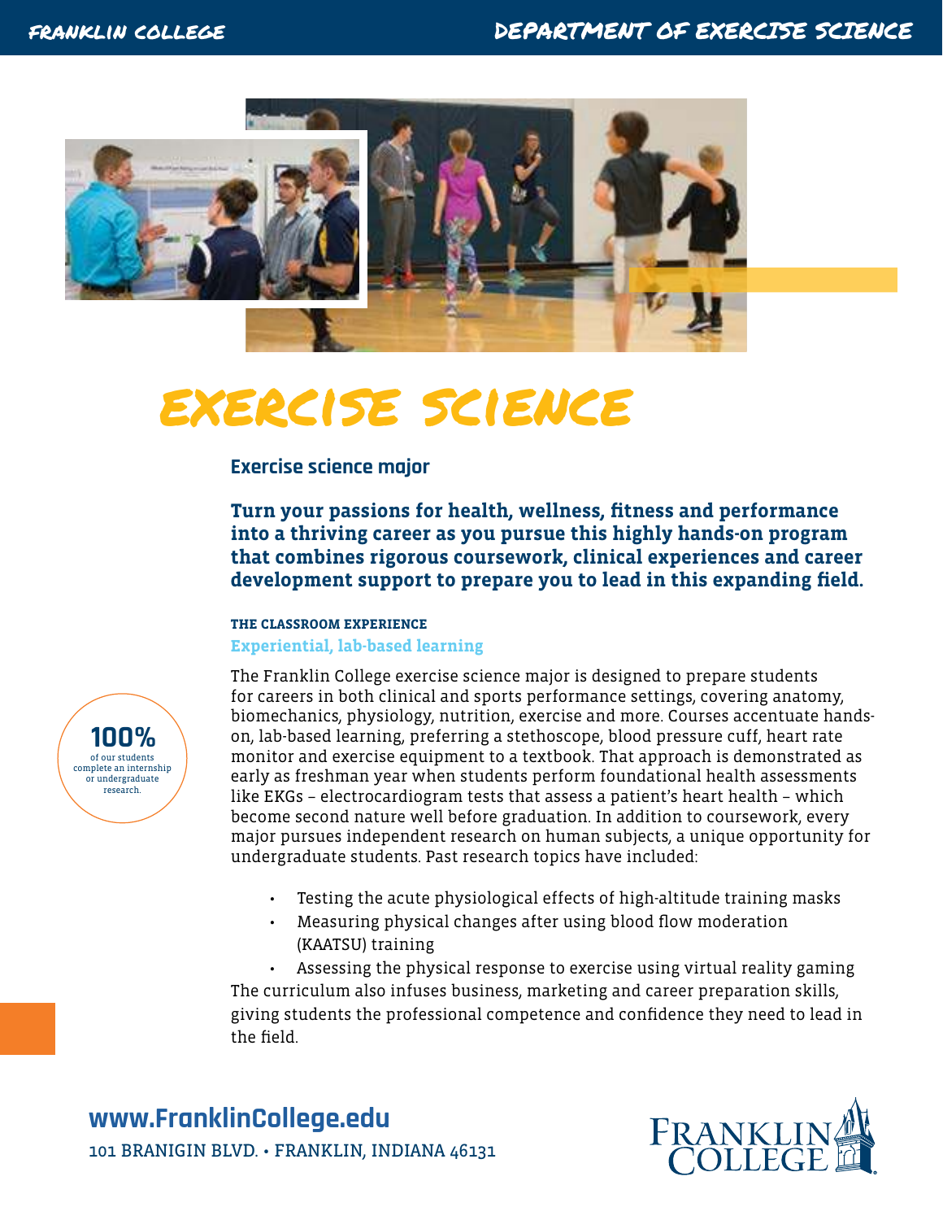# EXERCISE SCIENCE

## Exercise science major

**Turn your passions for health, wellness, fitness and performance into a thriving career as you pursue this highly hands-on program that combines rigorous coursework, clinical experiences and career development support to prepare you to lead in this expanding field.**

### THE CLASSROOM EXPERIENCE

**Experiential, lab-based learning**

**100%** of our students complete an internship or undergraduate research.

The Franklin College exercise science major is designed to prepare students for careers in both clinical and sports performance settings, covering anatomy, biomechanics, physiology, nutrition, exercise and more. Courses accentuate hands-on, lab-based learning, preferring a stethoscope, blood pressure cuff, heart rate monitor and exercise equipment to a textbook. That approach is demonstrated as early as freshman year when students perform foundational health assessments like EKGs – electrocardiogram tests that assess a patient's heart health – which become second nature well before graduation. In addition to coursework, every major pursues independent research on human subjects, a unique opportunity for undergraduate students. Past research topics have included:

- Testing the acute physiological effects of high-altitude training masks
- Measuring physical changes after using blood flow moderation (KAATSU) training
- Assessing the physical response to exercise using virtual reality gaming

The curriculum also infuses business, marketing and career preparation skills, giving students the professional competence and confidence they need to lead in the field.

**www.FranklinCollege.edu**

101 BRANIGIN BLVD. • FRANKLIN, INDIANA 46131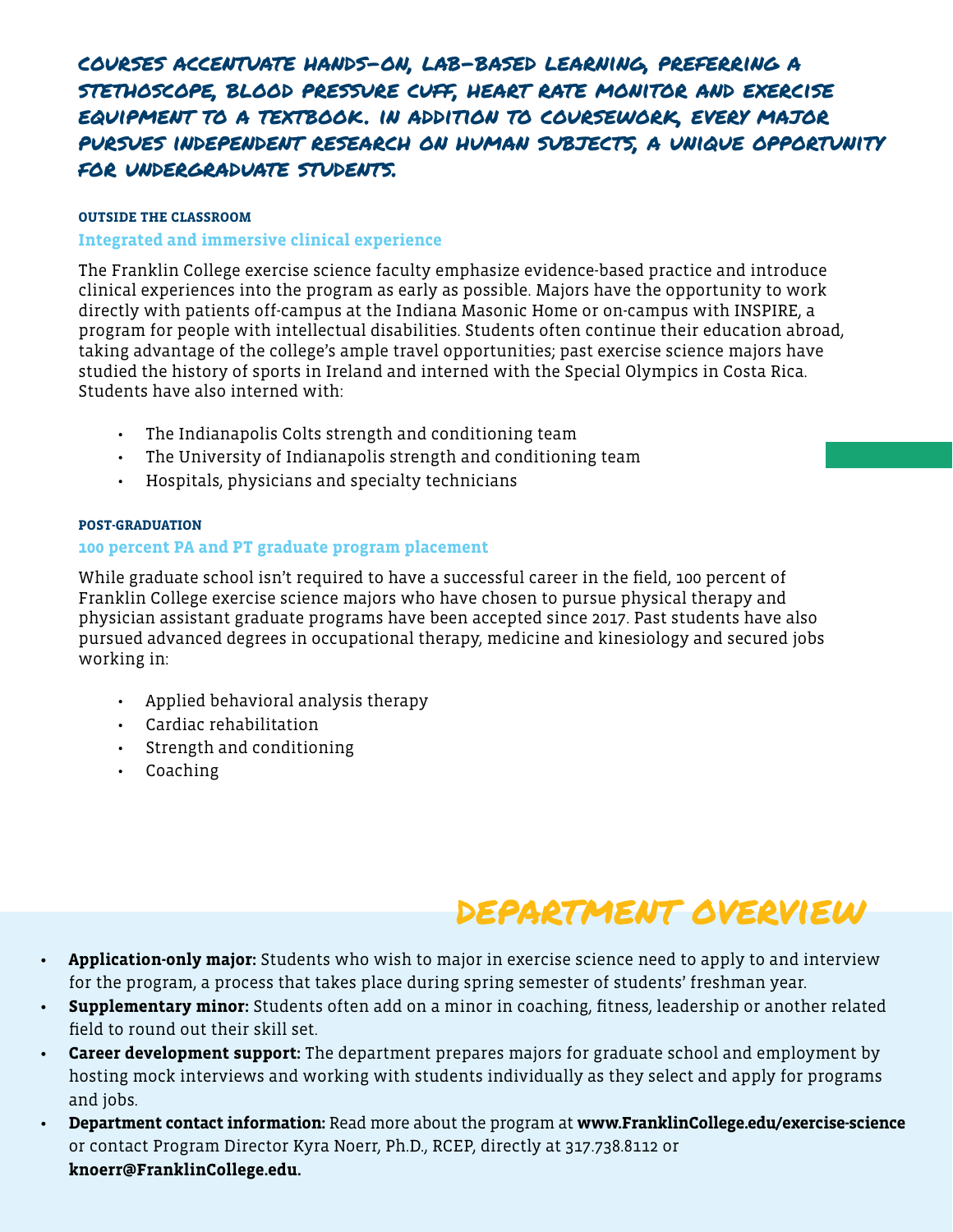**Courses accentuate hands-on, lab-based learning, preferring a stethoscope, blood pressure cuff, heart rate monitor and exercise equipment to a textbook. In addition to coursework, every major pursues independent research on human subjects, a unique opportunity for undergraduate students.**

#### OUTSIDE THE CLASSROOM

### Integrated and immersive clinical experience

The Franklin College exercise science faculty emphasize evidence-based practice and introduce clinical experiences into the program as early as possible. Majors have the opportunity to work directly with patients off-campus at the Indiana Masonic Home or on-campus with INSPIRE, a program for people with intellectual disabilities. Students often continue their education abroad, taking advantage of the college's ample travel opportunities; past exercise science majors have studied the history of sports in Ireland and interned with the Special Olympics in Costa Rica. Students have also interned with:

- The Indianapolis Colts strength and conditioning team
- The University of Indianapolis strength and conditioning team
- Hospitals, physicians and specialty technicians

#### POST-GRADUATION

### 100 percent PA and PT graduate program placement

While graduate school isn't required to have a successful career in the field, 100 percent of Franklin College exercise science majors who have chosen to pursue physical therapy and physician assistant graduate programs have been accepted since 2017. Past students have also pursued advanced degrees in occupational therapy, medicine and kinesiology and secured jobs working in:

- Applied behavioral analysis therapy
- Cardiac rehabilitation
- Strength and conditioning
- Coaching

## Department Overview

- **Application-only major:** Students who wish to major in exercise science need to apply to and interview for the program, a process that takes place during spring semester of students' freshman year.
- **Supplementary minor:** Students often add on a minor in coaching, fitness, leadership or another related field to round out their skill set.
- **Career development support:** The department prepares majors for graduate school and employment by hosting mock interviews and working with students individually as they select and apply for programs and jobs.
- **Department contact information:** Read more about the program at **www.FranklinCollege.edu/exercise-science** or contact Program Director Kyra Noerr, Ph.D., RCEP, directly at 317.738.8112 or **knoerr@FranklinCollege.edu.**